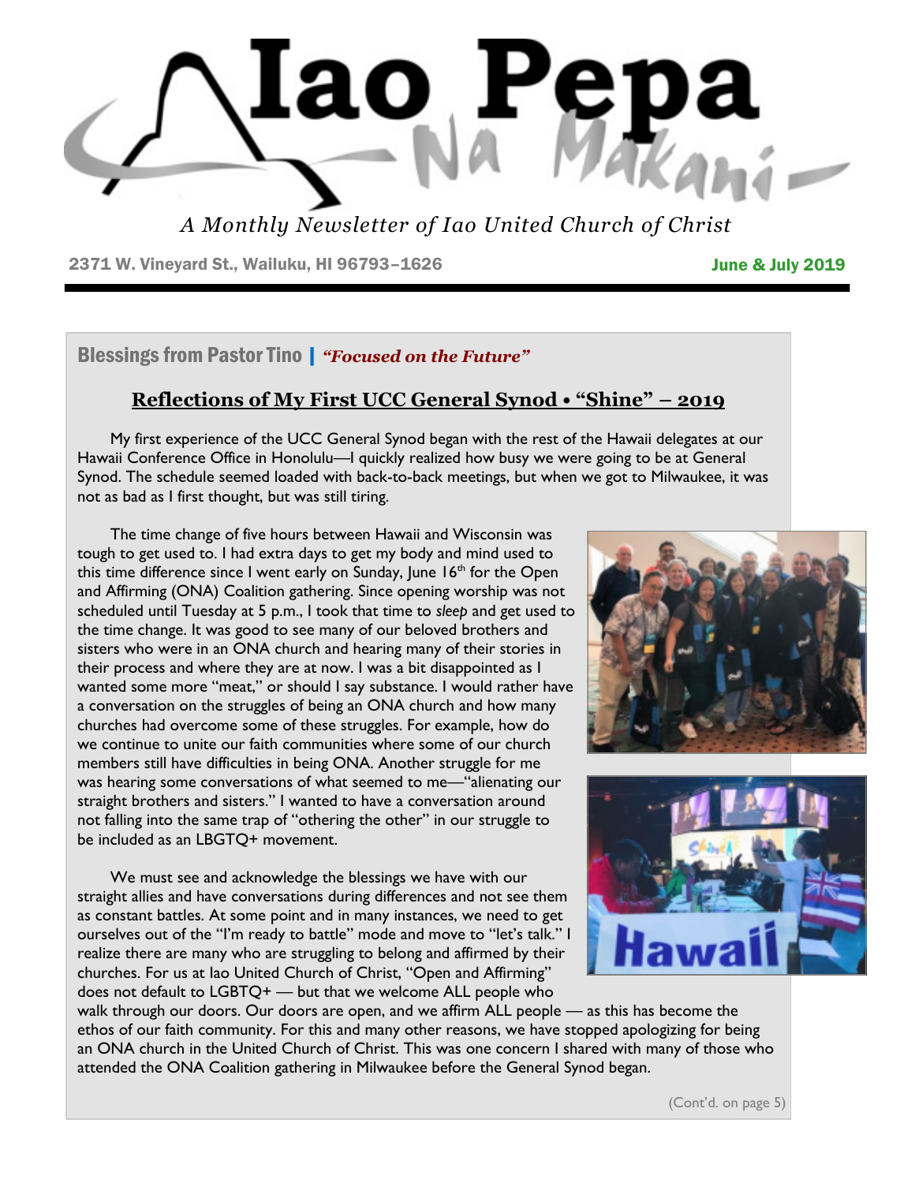# Iao Pepa Na Makani

*A Monthly Newsletter of Iao United Church of Christ*

2371 W. Vineyard St., Wailuku, HI 96793–1626 **June & July 2019**

## Blessings from Pastor Tino | *"Focused on the Future"*

### Reflections of My First UCC General Synod • "Shine" – 2019

My first experience of the UCC General Synod began with the rest of the Hawaii delegates at our Hawaii Conference Office in Honolulu—I quickly realized how busy we were going to be at General Synod. The schedule seemed loaded with back-to-back meetings, but when we got to Milwaukee, it was not as bad as I first thought, but was still tiring.

The time change of five hours between Hawaii and Wisconsin was tough to get used to. I had extra days to get my body and mind used to this time difference since I went early on Sunday, June 16th for the Open and Affirming (ONA) Coalition gathering. Since opening worship was not scheduled until Tuesday at 5 p.m., I took that time to *sleep* and get used to the time change. It was good to see many of our beloved brothers and sisters who were in an ONA church and hearing many of their stories in their process and where they are at now. I was a bit disappointed as I wanted some more "meat," or should I say substance. I would rather have a conversation on the struggles of being an ONA church and how many churches had overcome some of these struggles. For example, how do we continue to unite our faith communities where some of our church members still have difficulties in being ONA. Another struggle for me was hearing some conversations of what seemed to me—"alienating our straight brothers and sisters." I wanted to have a conversation around not falling into the same trap of "othering the other" in our struggle to be included as an LBGTQ+ movement.

We must see and acknowledge the blessings we have with our straight allies and have conversations during differences and not see them as constant battles. At some point and in many instances, we need to get ourselves out of the "I'm ready to battle" mode and move to "let's talk." I realize there are many who are struggling to belong and affirmed by their churches. For us at Iao United Church of Christ, "Open and Affirming" does not default to LGBTQ+ — but that we welcome ALL people who walk through our doors. Our doors are open, and we affirm ALL people — as this has become the ethos of our faith community. For this and many other reasons, we have stopped apologizing for being an ONA church in the United Church of Christ. This was one concern I shared with many of those who attended the ONA Coalition gathering in Milwaukee before the General Synod began.

(Cont'd. on page 5)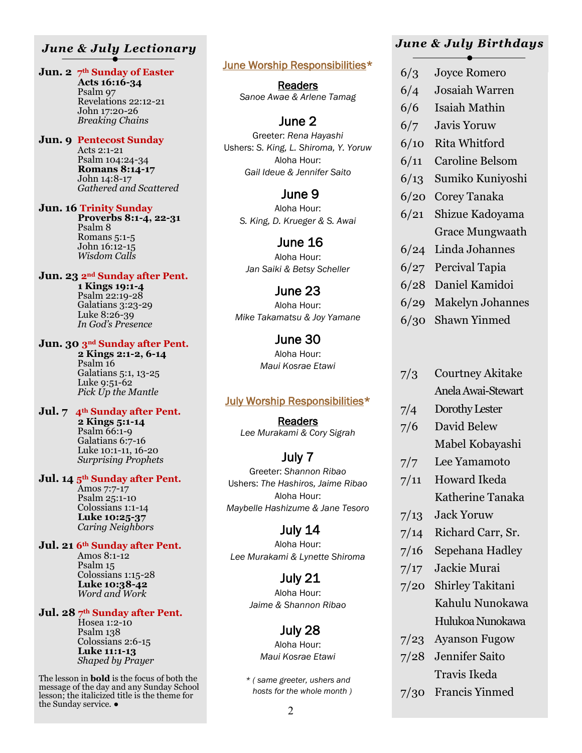## June & July Lectionary

**Jun. 2** **7th Sunday of Easter**
**Acts 16:16-34**
Psalm 97
Revelations 22:12-21
John 17:20-26
*Breaking Chains*

**Jun. 9** **Pentecost Sunday**
Acts 2:1-21
Psalm 104:24-34
**Romans 8:14-17**
John 14:8-17
*Gathered and Scattered*

**Jun. 16** **Trinity Sunday**
**Proverbs 8:1-4, 22-31**
Psalm 8
Romans 5:1-5
John 16:12-15
*Wisdom Calls*

**Jun. 23** **2nd Sunday after Pent.**
**1 Kings 19:1-4**
Psalm 22:19-28
Galatians 3:23-29
Luke 8:26-39
*In God's Presence*

**Jun. 30** **3rd Sunday after Pent.**
**2 Kings 2:1-2, 6-14**
Psalm 16
Galatians 5:1, 13-25
Luke 9:51-62
*Pick Up the Mantle*

**Jul. 7** **4th Sunday after Pent.**
**2 Kings 5:1-14**
Psalm 66:1-9
Galatians 6:7-16
Luke 10:1-11, 16-20
*Surprising Prophets*

**Jul. 14** **5th Sunday after Pent.**
Amos 7:7-17
Psalm 25:1-10
Colossians 1:1-14
**Luke 10:25-37**
*Caring Neighbors*

**Jul. 21** **6th Sunday after Pent.**
Amos 8:1-12
Psalm 15
Colossians 1:15-28
**Luke 10:38-42**
*Word and Work*

**Jul. 28** **7th Sunday after Pent.**
Hosea 1:2-10
Psalm 138
Colossians 2:6-15
**Luke 11:1-13**
*Shaped by Prayer*

The lesson in **bold** is the focus of both the message of the day and any Sunday School lesson; the italicized title is the theme for the Sunday service. ●

## June Worship Responsibilities*

**Readers**
*Sanoe Awae & Arlene Tamag*

### June 2
Greeter: *Rena Hayashi*
Ushers: *S. King, L. Shiroma, Y. Yoruw*
Aloha Hour:
*Gail Ideue & Jennifer Saito*

### June 9
Aloha Hour:
*S. King, D. Krueger & S. Awai*

### June 16
Aloha Hour:
*Jan Saiki & Betsy Scheller*

### June 23
Aloha Hour:
*Mike Takamatsu & Joy Yamane*

### June 30
Aloha Hour:
*Maui Kosrae Etawi*

## July Worship Responsibilities*

**Readers**
*Lee Murakami & Cory Sigrah*

### July 7
Greeter: *Shannon Ribao*
Ushers: *The Hashiros, Jaime Ribao*
Aloha Hour:
*Maybelle Hashizume & Jane Tesoro*

### July 14
Aloha Hour:
*Lee Murakami & Lynette Shiroma*

### July 21
Aloha Hour:
*Jaime & Shannon Ribao*

### July 28
Aloha Hour:
*Maui Kosrae Etawi*

*\* ( same greeter, ushers and hosts for the whole month )*

## June & July Birthdays

6/3 Joyce Romero
6/4 Josaiah Warren
6/6 Isaiah Mathin
6/7 Javis Yoruw
6/10 Rita Whitford
6/11 Caroline Belsom
6/13 Sumiko Kuniyoshi
6/20 Corey Tanaka
6/21 Shizue Kadoyama
Grace Mungwaath
6/24 Linda Johannes
6/27 Percival Tapia
6/28 Daniel Kamidoi
6/29 Makelyn Johannes
6/30 Shawn Yinmed

7/3 Courtney Akitake
Anela Awai-Stewart
7/4 Dorothy Lester
7/6 David Belew
Mabel Kobayashi
7/7 Lee Yamamoto
7/11 Howard Ikeda
Katherine Tanaka
7/13 Jack Yoruw
7/14 Richard Carr, Sr.
7/16 Sepehana Hadley
7/17 Jackie Murai
7/20 Shirley Takitani
Kahulu Nunokawa
Hulukoa Nunokawa
7/23 Ayanson Fugow
7/28 Jennifer Saito
Travis Ikeda
7/30 Francis Yinmed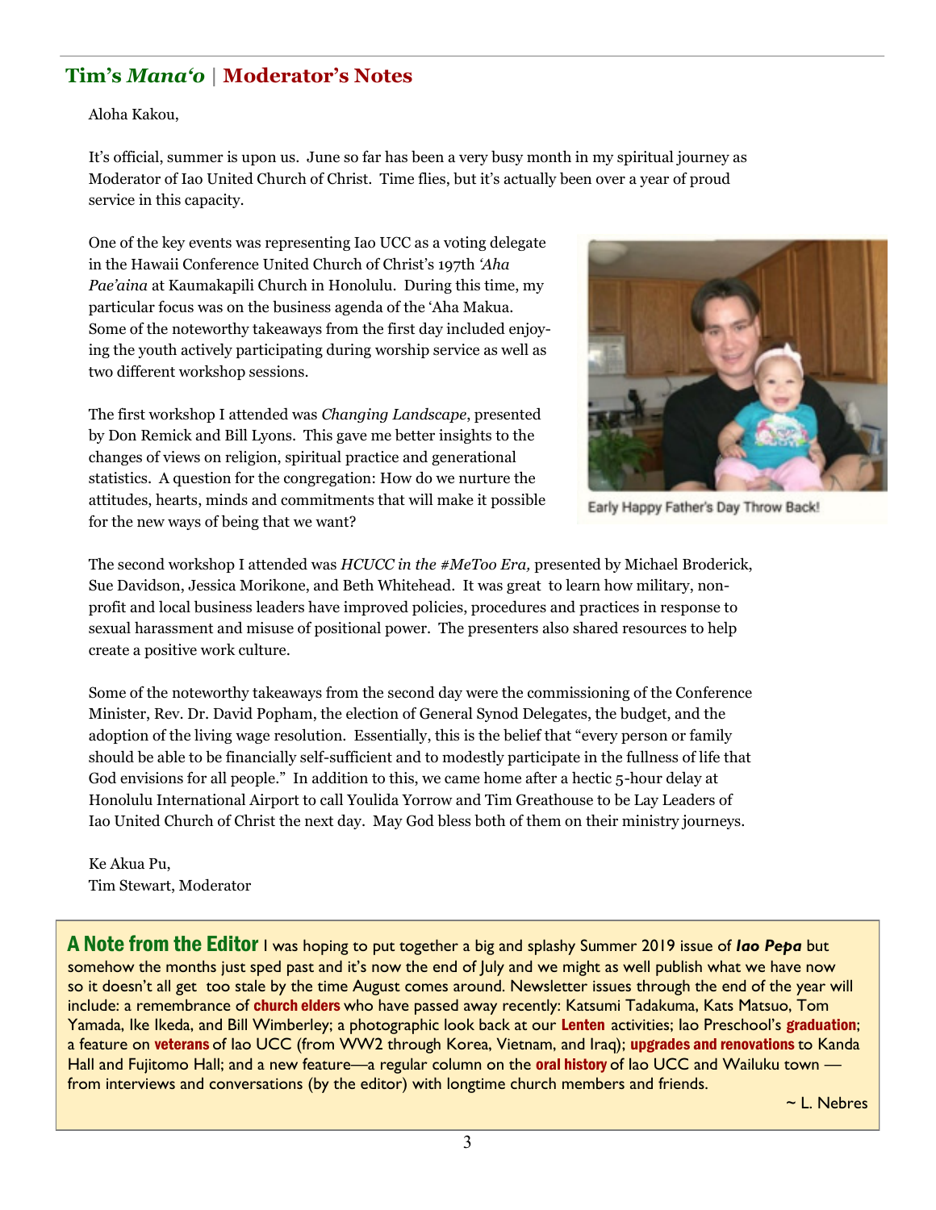## Tim's *Mana'o* | Moderator's Notes

Aloha Kakou,

It's official, summer is upon us. June so far has been a very busy month in my spiritual journey as Moderator of Iao United Church of Christ. Time flies, but it's actually been over a year of proud service in this capacity.

One of the key events was representing Iao UCC as a voting delegate in the Hawaii Conference United Church of Christ's 197th *'Aha Pae'aina* at Kaumakapili Church in Honolulu. During this time, my particular focus was on the business agenda of the 'Aha Makua. Some of the noteworthy takeaways from the first day included enjoying the youth actively participating during worship service as well as two different workshop sessions.

The first workshop I attended was *Changing Landscape*, presented by Don Remick and Bill Lyons. This gave me better insights to the changes of views on religion, spiritual practice and generational statistics. A question for the congregation: How do we nurture the attitudes, hearts, minds and commitments that will make it possible for the new ways of being that we want?

Early Happy Father's Day Throw Back!

The second workshop I attended was *HCUCC in the #MeToo Era,* presented by Michael Broderick, Sue Davidson, Jessica Morikone, and Beth Whitehead. It was great to learn how military, non-profit and local business leaders have improved policies, procedures and practices in response to sexual harassment and misuse of positional power. The presenters also shared resources to help create a positive work culture.

Some of the noteworthy takeaways from the second day were the commissioning of the Conference Minister, Rev. Dr. David Popham, the election of General Synod Delegates, the budget, and the adoption of the living wage resolution. Essentially, this is the belief that "every person or family should be able to be financially self-sufficient and to modestly participate in the fullness of life that God envisions for all people." In addition to this, we came home after a hectic 5-hour delay at Honolulu International Airport to call Youlida Yorrow and Tim Greathouse to be Lay Leaders of Iao United Church of Christ the next day. May God bless both of them on their ministry journeys.

Ke Akua Pu,
Tim Stewart, Moderator

**A Note from the Editor** I was hoping to put together a big and splashy Summer 2019 issue of ***Iao Pepa*** but somehow the months just sped past and it's now the end of July and we might as well publish what we have now so it doesn't all get too stale by the time August comes around. Newsletter issues through the end of the year will include: a remembrance of **church elders** who have passed away recently: Katsumi Tadakuma, Kats Matsuo, Tom Yamada, Ike Ikeda, and Bill Wimberley; a photographic look back at our **Lenten** activities; Iao Preschool's **graduation**; a feature on **veterans** of Iao UCC (from WW2 through Korea, Vietnam, and Iraq); **upgrades and renovations** to Kanda Hall and Fujitomo Hall; and a new feature—a regular column on the **oral history** of Iao UCC and Wailuku town — from interviews and conversations (by the editor) with longtime church members and friends.

~ L. Nebres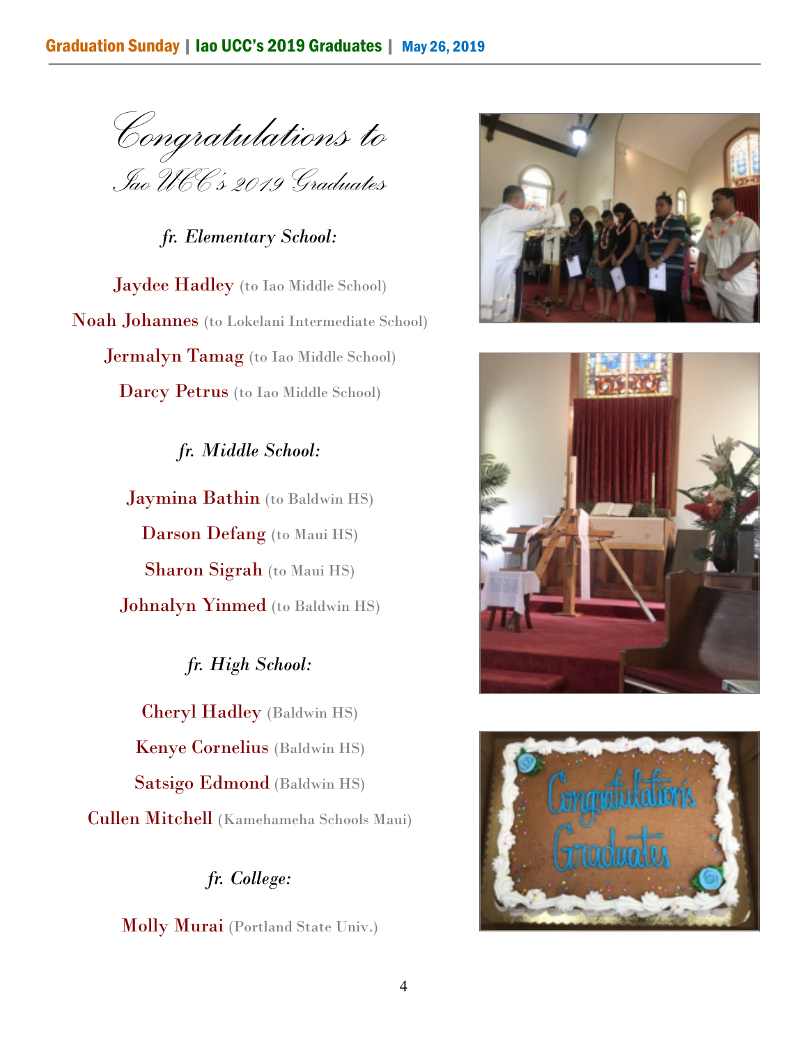# *Congratulations to*
## *Iao UCC's 2019 Graduates*

### *fr. Elementary School:*

Jaydee Hadley (to Iao Middle School)

Noah Johannes (to Lokelani Intermediate School)

Jermalyn Tamag (to Iao Middle School)

Darcy Petrus (to Iao Middle School)

### *fr. Middle School:*

Jaymina Bathin (to Baldwin HS)

Darson Defang (to Maui HS)

Sharon Sigrah (to Maui HS)

Johnalyn Yinmed (to Baldwin HS)

### *fr. High School:*

Cheryl Hadley (Baldwin HS)

Kenye Cornelius (Baldwin HS)

Satsigo Edmond (Baldwin HS)

Cullen Mitchell (Kamehameha Schools Maui)

### *fr. College:*

Molly Murai (Portland State Univ.)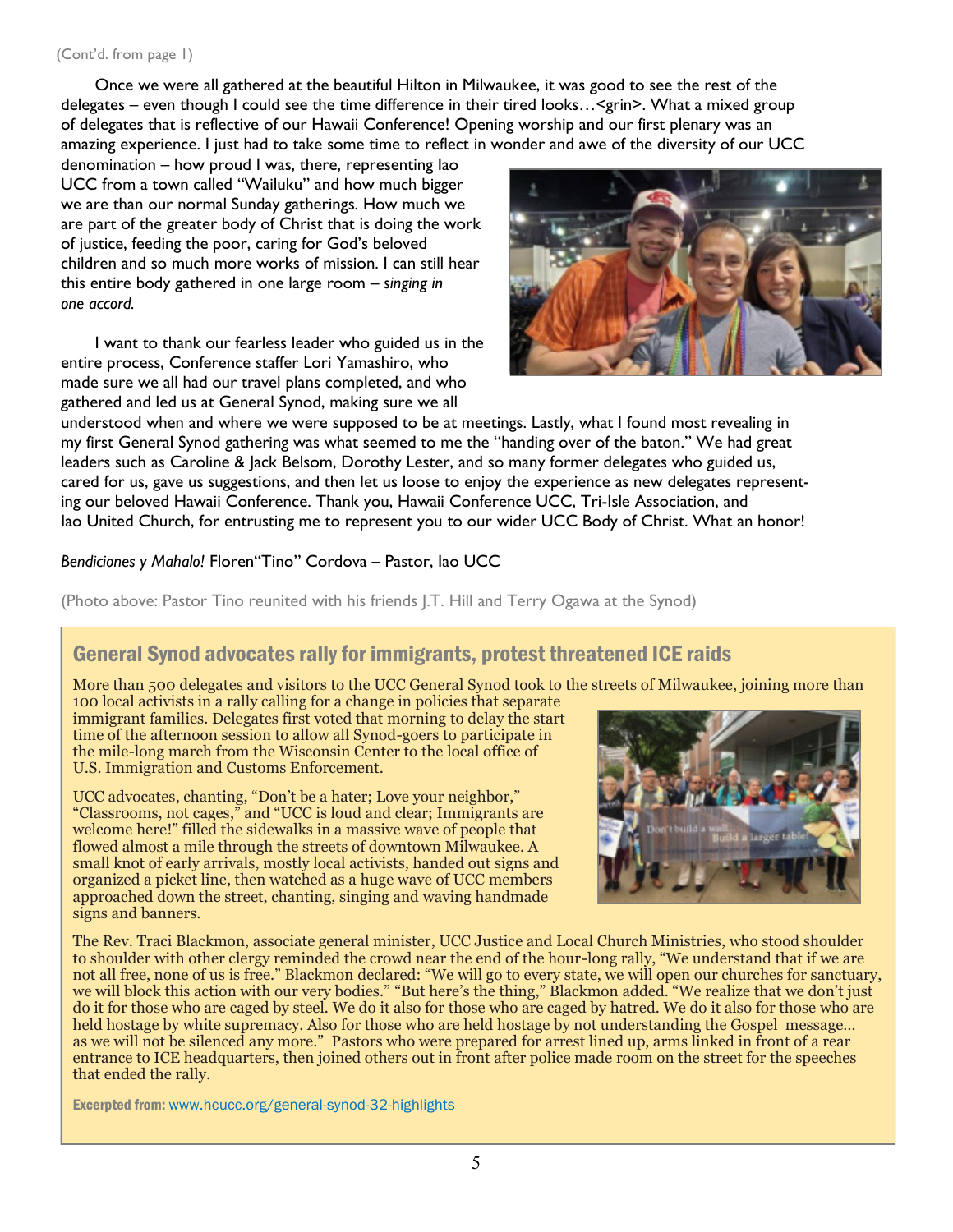(Cont'd. from page 1)

Once we were all gathered at the beautiful Hilton in Milwaukee, it was good to see the rest of the delegates – even though I could see the time difference in their tired looks…<grin>. What a mixed group of delegates that is reflective of our Hawaii Conference! Opening worship and our first plenary was an amazing experience. I just had to take some time to reflect in wonder and awe of the diversity of our UCC denomination – how proud I was, there, representing Iao UCC from a town called "Wailuku" and how much bigger we are than our normal Sunday gatherings. How much we are part of the greater body of Christ that is doing the work of justice, feeding the poor, caring for God's beloved children and so much more works of mission. I can still hear this entire body gathered in one large room – *singing in one accord.*

I want to thank our fearless leader who guided us in the entire process, Conference staffer Lori Yamashiro, who made sure we all had our travel plans completed, and who gathered and led us at General Synod, making sure we all understood when and where we were supposed to be at meetings. Lastly, what I found most revealing in my first General Synod gathering was what seemed to me the "handing over of the baton." We had great leaders such as Caroline & Jack Belsom, Dorothy Lester, and so many former delegates who guided us, cared for us, gave us suggestions, and then let us loose to enjoy the experience as new delegates representing our beloved Hawaii Conference. Thank you, Hawaii Conference UCC, Tri-Isle Association, and Iao United Church, for entrusting me to represent you to our wider UCC Body of Christ. What an honor!

*Bendiciones y Mahalo!* Floren"Tino" Cordova – Pastor, Iao UCC

(Photo above: Pastor Tino reunited with his friends J.T. Hill and Terry Ogawa at the Synod)

## General Synod advocates rally for immigrants, protest threatened ICE raids

More than 500 delegates and visitors to the UCC General Synod took to the streets of Milwaukee, joining more than 100 local activists in a rally calling for a change in policies that separate immigrant families. Delegates first voted that morning to delay the start time of the afternoon session to allow all Synod-goers to participate in the mile-long march from the Wisconsin Center to the local office of U.S. Immigration and Customs Enforcement.

UCC advocates, chanting, "Don't be a hater; Love your neighbor," "Classrooms, not cages," and "UCC is loud and clear; Immigrants are welcome here!" filled the sidewalks in a massive wave of people that flowed almost a mile through the streets of downtown Milwaukee. A small knot of early arrivals, mostly local activists, handed out signs and organized a picket line, then watched as a huge wave of UCC members approached down the street, chanting, singing and waving handmade signs and banners.

The Rev. Traci Blackmon, associate general minister, UCC Justice and Local Church Ministries, who stood shoulder to shoulder with other clergy reminded the crowd near the end of the hour-long rally, "We understand that if we are not all free, none of us is free." Blackmon declared: "We will go to every state, we will open our churches for sanctuary, we will block this action with our very bodies." "But here's the thing," Blackmon added. "We realize that we don't just do it for those who are caged by steel. We do it also for those who are caged by hatred. We do it also for those who are held hostage by white supremacy. Also for those who are held hostage by not understanding the Gospel message… as we will not be silenced any more." Pastors who were prepared for arrest lined up, arms linked in front of a rear entrance to ICE headquarters, then joined others out in front after police made room on the street for the speeches that ended the rally.

**Excerpted from:** www.hcucc.org/general-synod-32-highlights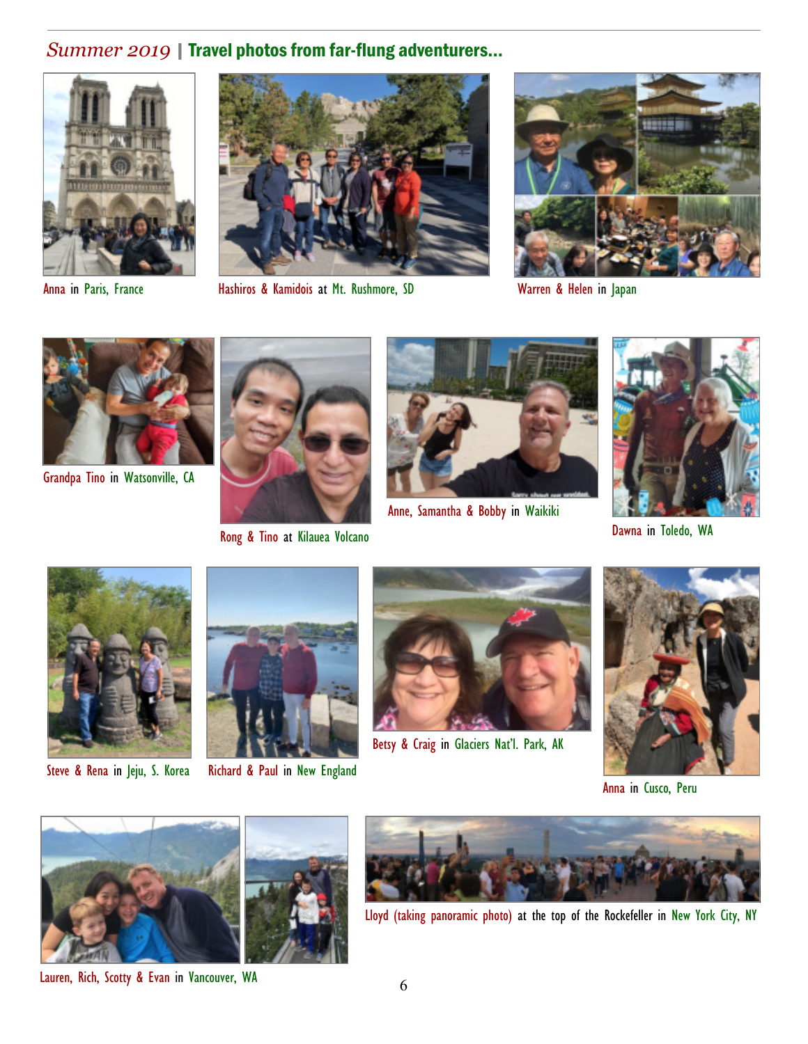## *Summer 2019* | Travel photos from far-flung adventurers...

Anna in Paris, France

Hashiros & Kamidois at Mt. Rushmore, SD

Warren & Helen in Japan

Grandpa Tino in Watsonville, CA

Rong & Tino at Kilauea Volcano

Anne, Samantha & Bobby in Waikiki

Dawna in Toledo, WA

Steve & Rena in Jeju, S. Korea

Richard & Paul in New England

Betsy & Craig in Glaciers Nat'l. Park, AK

Anna in Cusco, Peru

Lauren, Rich, Scotty & Evan in Vancouver, WA

Lloyd (taking panoramic photo) at the top of the Rockefeller in New York City, NY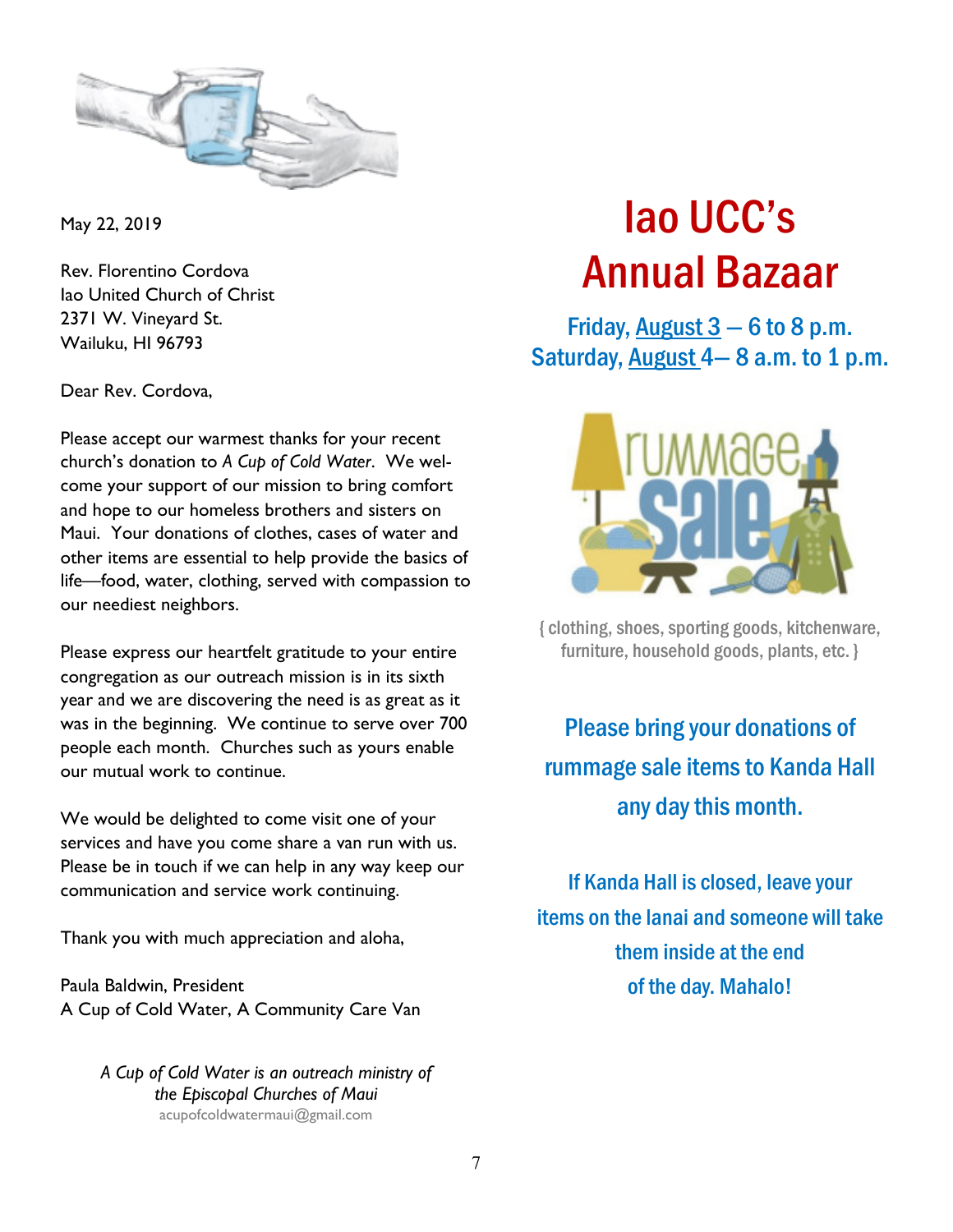May 22, 2019

Rev. Florentino Cordova
Iao United Church of Christ
2371 W. Vineyard St.
Wailuku, HI 96793

Dear Rev. Cordova,

Please accept our warmest thanks for your recent church's donation to *A Cup of Cold Water*. We welcome your support of our mission to bring comfort and hope to our homeless brothers and sisters on Maui. Your donations of clothes, cases of water and other items are essential to help provide the basics of life—food, water, clothing, served with compassion to our neediest neighbors.

Please express our heartfelt gratitude to your entire congregation as our outreach mission is in its sixth year and we are discovering the need is as great as it was in the beginning. We continue to serve over 700 people each month. Churches such as yours enable our mutual work to continue.

We would be delighted to come visit one of your services and have you come share a van run with us. Please be in touch if we can help in any way keep our communication and service work continuing.

Thank you with much appreciation and aloha,

Paula Baldwin, President
A Cup of Cold Water, A Community Care Van

*A Cup of Cold Water is an outreach ministry of the Episcopal Churches of Maui*
acupofcoldwatermaui@gmail.com

# Iao UCC's Annual Bazaar

**Friday, August 3 — 6 to 8 p.m.**
**Saturday, August 4— 8 a.m. to 1 p.m.**

{ clothing, shoes, sporting goods, kitchenware, furniture, household goods, plants, etc. }

**Please bring your donations of rummage sale items to Kanda Hall any day this month.**

**If Kanda Hall is closed, leave your items on the lanai and someone will take them inside at the end of the day. Mahalo!**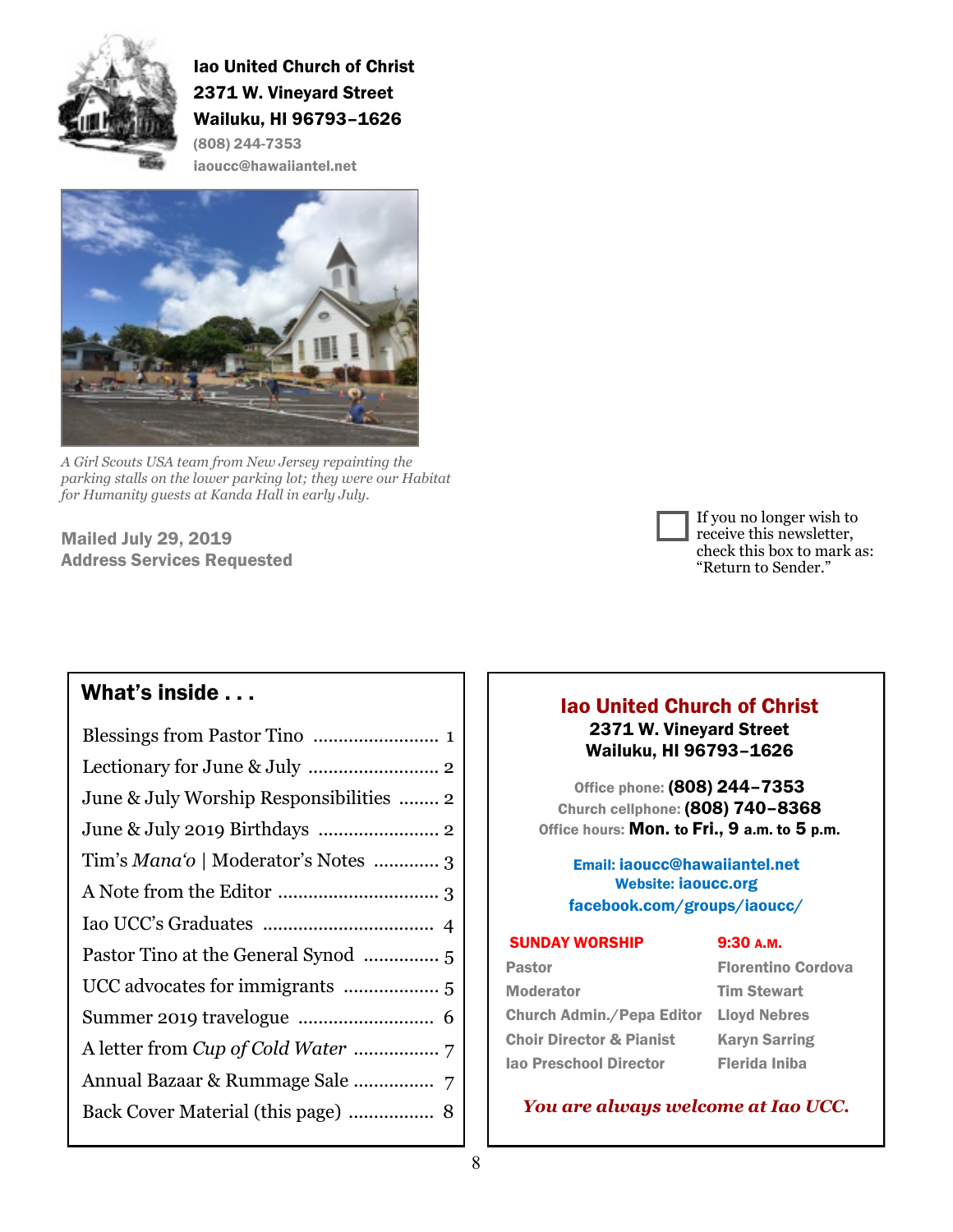**Iao United Church of Christ**
**2371 W. Vineyard Street**
**Wailuku, HI 96793–1626**
(808) 244-7353
iaoucc@hawaiiantel.net

*A Girl Scouts USA team from New Jersey repainting the parking stalls on the lower parking lot; they were our Habitat for Humanity guests at Kanda Hall in early July.*

**Mailed July 29, 2019**
**Address Services Requested**

☐ If you no longer wish to receive this newsletter, check this box to mark as: "Return to Sender."

## What's inside . . .

| | |
|---|---|
| Blessings from Pastor Tino | 1 |
| Lectionary for June & July | 2 |
| June & July Worship Responsibilities | 2 |
| June & July 2019 Birthdays | 2 |
| Tim's *Mana'o* \| Moderator's Notes | 3 |
| A Note from the Editor | 3 |
| Iao UCC's Graduates | 4 |
| Pastor Tino at the General Synod | 5 |
| UCC advocates for immigrants | 5 |
| Summer 2019 travelogue | 6 |
| A letter from *Cup of Cold Water* | 7 |
| Annual Bazaar & Rummage Sale | 7 |
| Back Cover Material (this page) | 8 |

## Iao United Church of Christ

**2371 W. Vineyard Street**
**Wailuku, HI 96793–1626**

Office phone: **(808) 244–7353**
Church cellphone: **(808) 740–8368**
Office hours: **Mon.** to **Fri., 9** a.m. to **5** p.m.

Email: iaoucc@hawaiiantel.net
Website: iaoucc.org
facebook.com/groups/iaoucc/

| SUNDAY WORSHIP | 9:30 A.M. |
|---|---|
| Pastor | Florentino Cordova |
| Moderator | Tim Stewart |
| Church Admin./Pepa Editor | Lloyd Nebres |
| Choir Director & Pianist | Karyn Sarring |
| Iao Preschool Director | Flerida Iniba |

***You are always welcome at Iao UCC.***